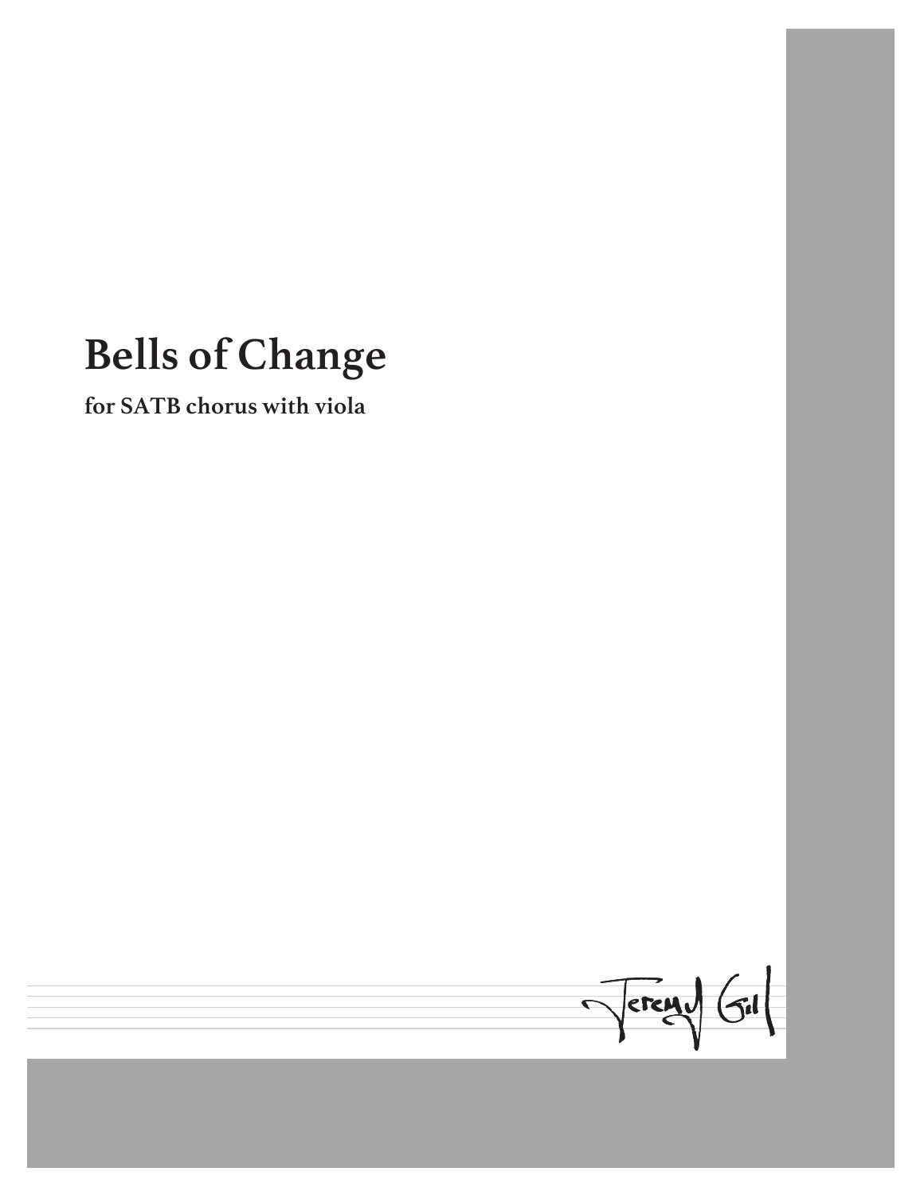# Bells of Change

**for SATB chorus with viola**

Jeremy Gill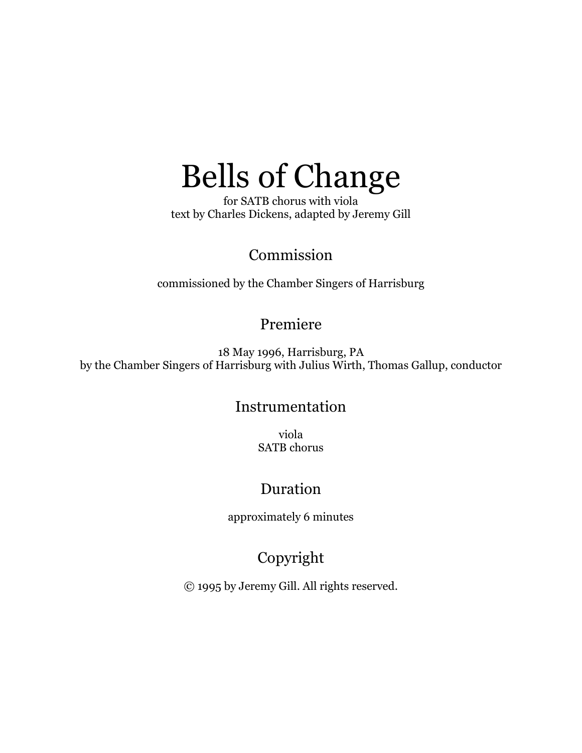# Bells of Change

for SATB chorus with viola
text by Charles Dickens, adapted by Jeremy Gill

## Commission

commissioned by the Chamber Singers of Harrisburg

## Premiere

18 May 1996, Harrisburg, PA
by the Chamber Singers of Harrisburg with Julius Wirth, Thomas Gallup, conductor

## Instrumentation

viola
SATB chorus

## Duration

approximately 6 minutes

## Copyright

© 1995 by Jeremy Gill. All rights reserved.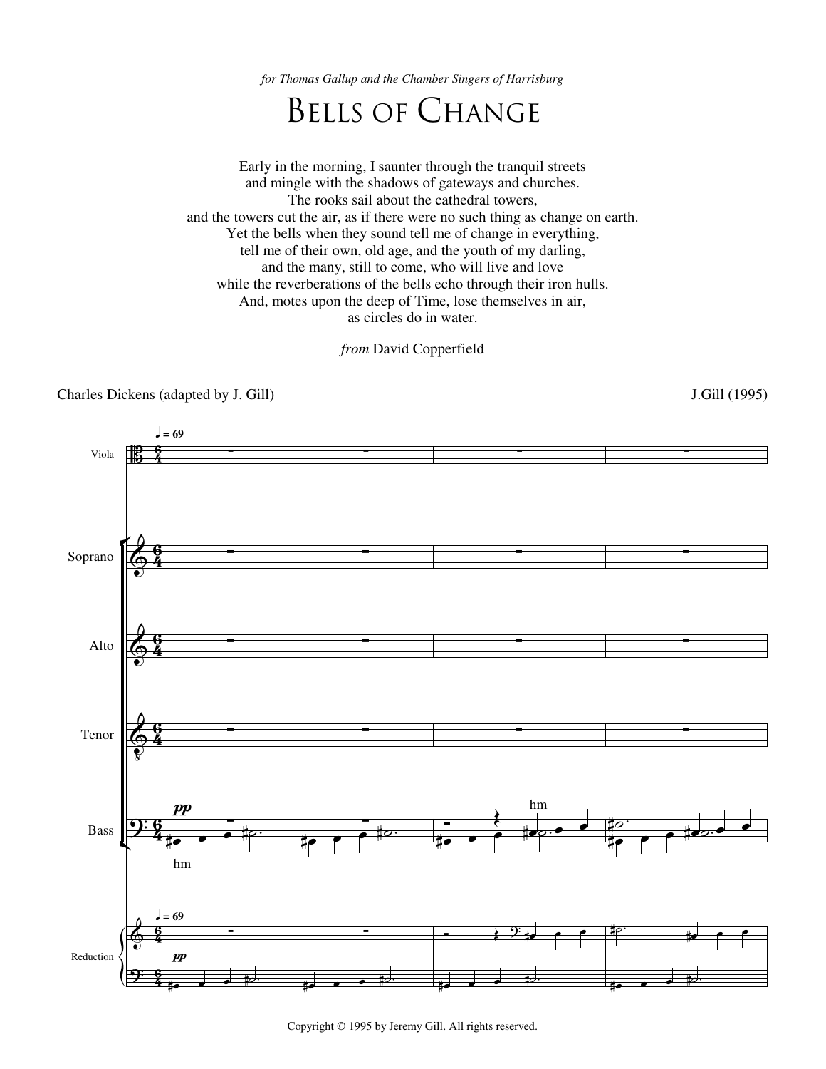*for Thomas Gallup and the Chamber Singers of Harrisburg*

# Bells of Change

Early in the morning, I saunter through the tranquil streets
and mingle with the shadows of gateways and churches.
The rooks sail about the cathedral towers,
and the towers cut the air, as if there were no such thing as change on earth.
Yet the bells when they sound tell me of change in everything,
tell me of their own, old age, and the youth of my darling,
and the many, still to come, who will live and love
while the reverberations of the bells echo through their iron hulls.
And, motes upon the deep of Time, lose themselves in air,
as circles do in water.

*from* David Copperfield

Charles Dickens (adapted by J. Gill)

J.Gill (1995)

Copyright © 1995 by Jeremy Gill. All rights reserved.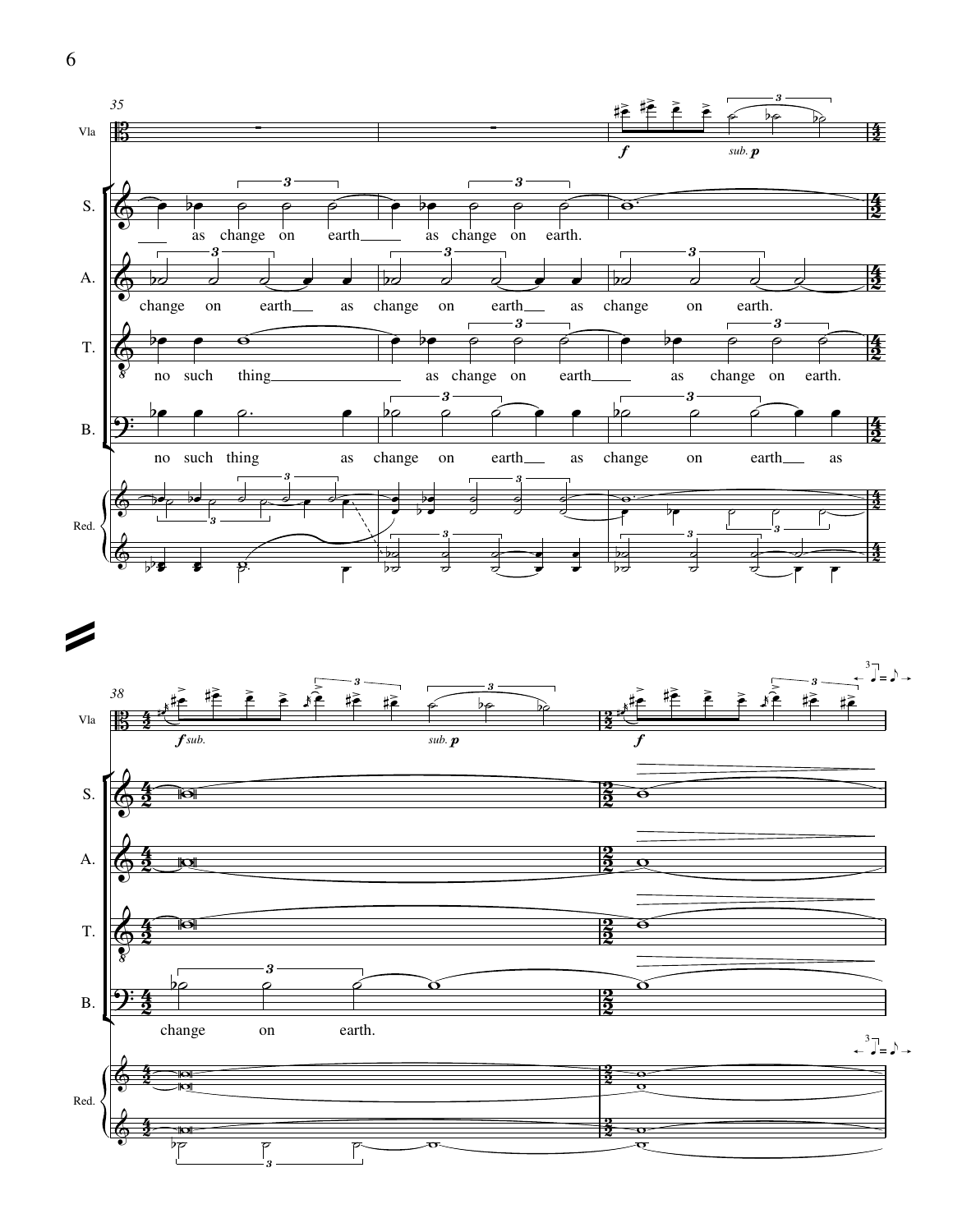**35**

Vla — *f* — *sub.* ***p***

S. — as change on earth as change on earth.

A. — change on earth as change on earth as change on earth.

T. — no such thing as change on earth as change on earth.

B. — no such thing as change on earth as change on earth as

Red.

**38**

Vla — ***f*** *sub.* — *sub.* ***p*** — ***f***

B. — change on earth.

Red.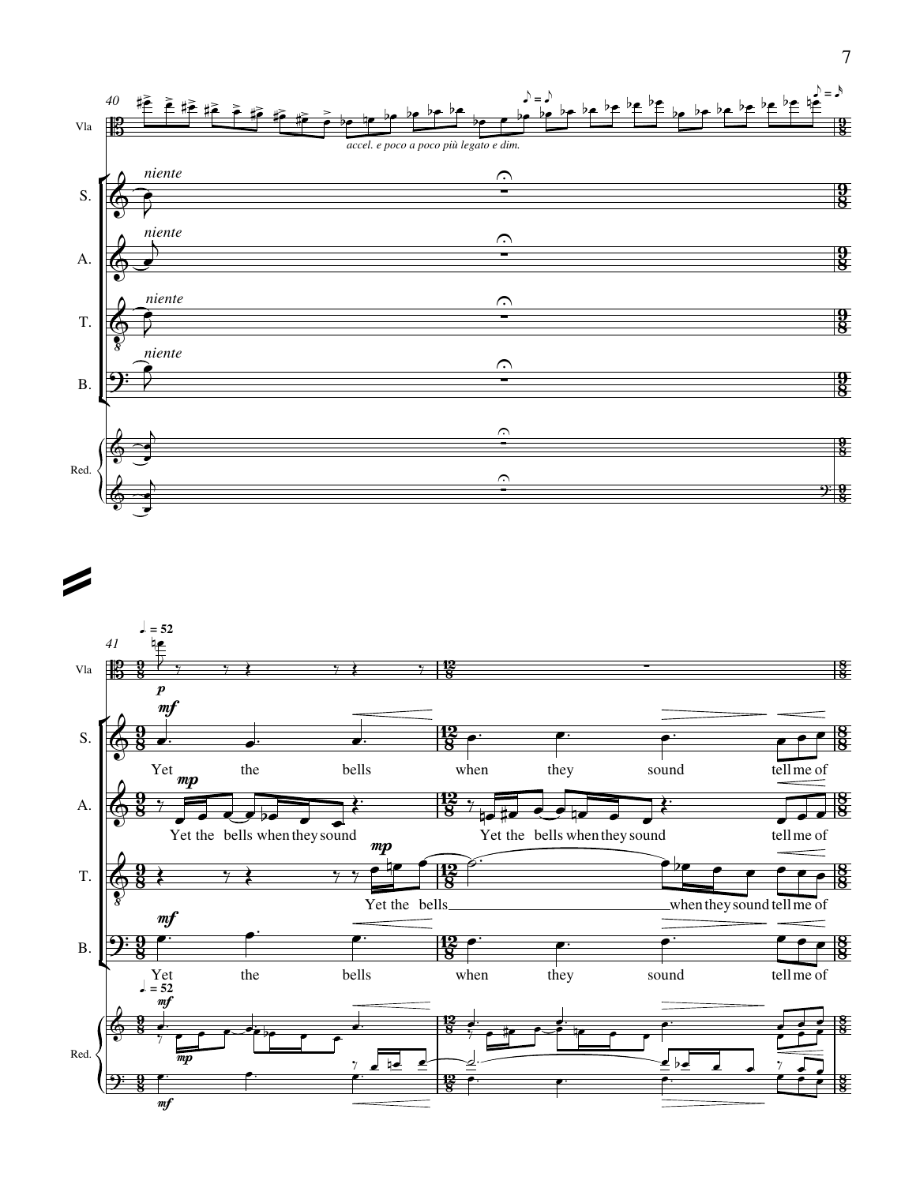40

Vla — *accel. e poco a poco più legato e dim.*

S. — *niente*

A. — *niente*

T. — *niente*

B. — *niente*

Red.

41 — ♩. = 52

Vla — *p*

S. — *mf* — Yet the bells when they sound tell me of

A. — *mp* — Yet the bells when they sound Yet the bells when they sound tell me of

T. — *mp* — Yet the bells when they sound tell me of

B. — *mf* — Yet the bells when they sound tell me of

Red. — ♩. = 52 — *mf* *mp* *mf*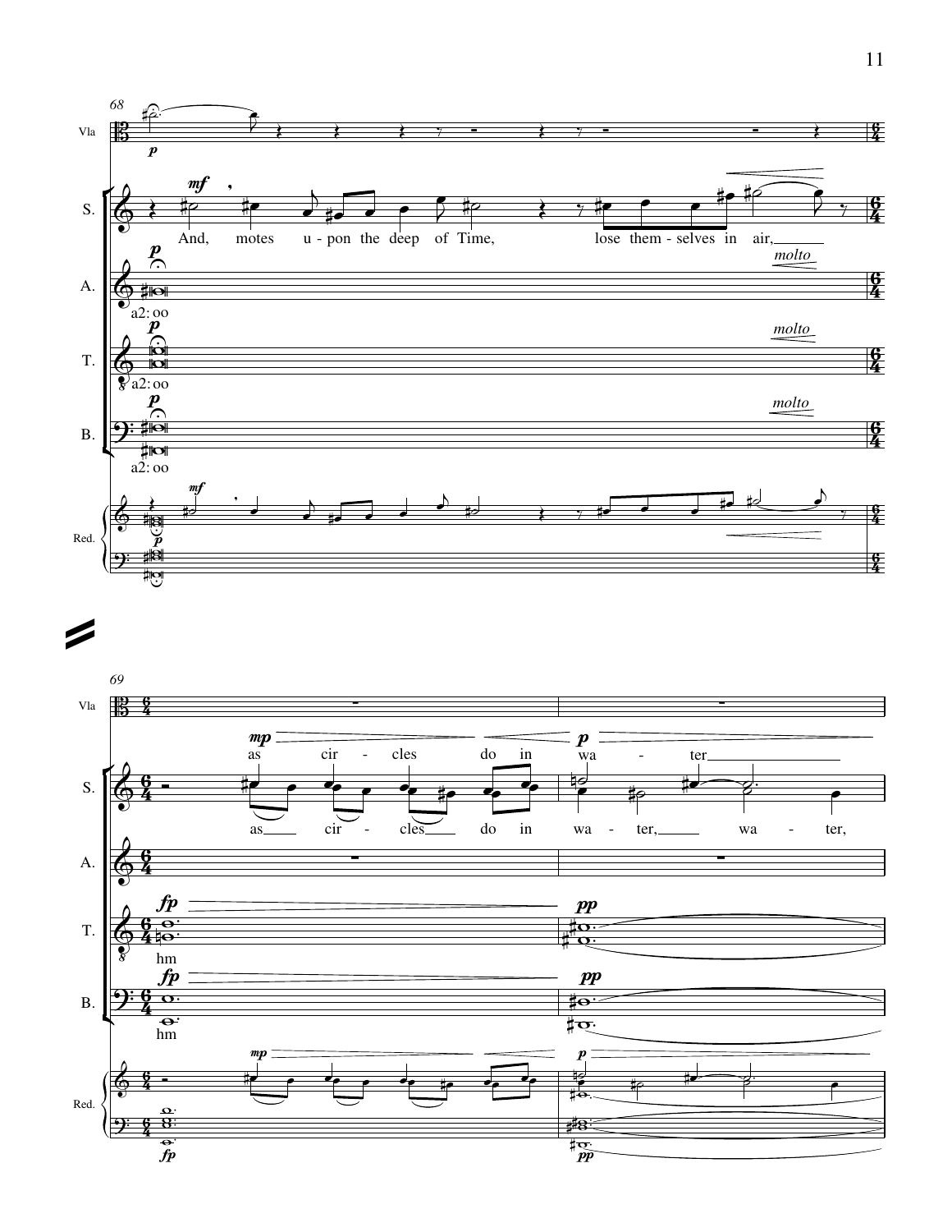68

Vla

S. And, motes u - pon the deep of Time, lose them - selves in air,

A. a2: oo

T. a2: oo

B. a2: oo

Red.

69

Vla

S. as cir - cles do in wa - ter

as cir - cles do in wa - ter, wa - ter,

A.

T. hm

B. hm

Red.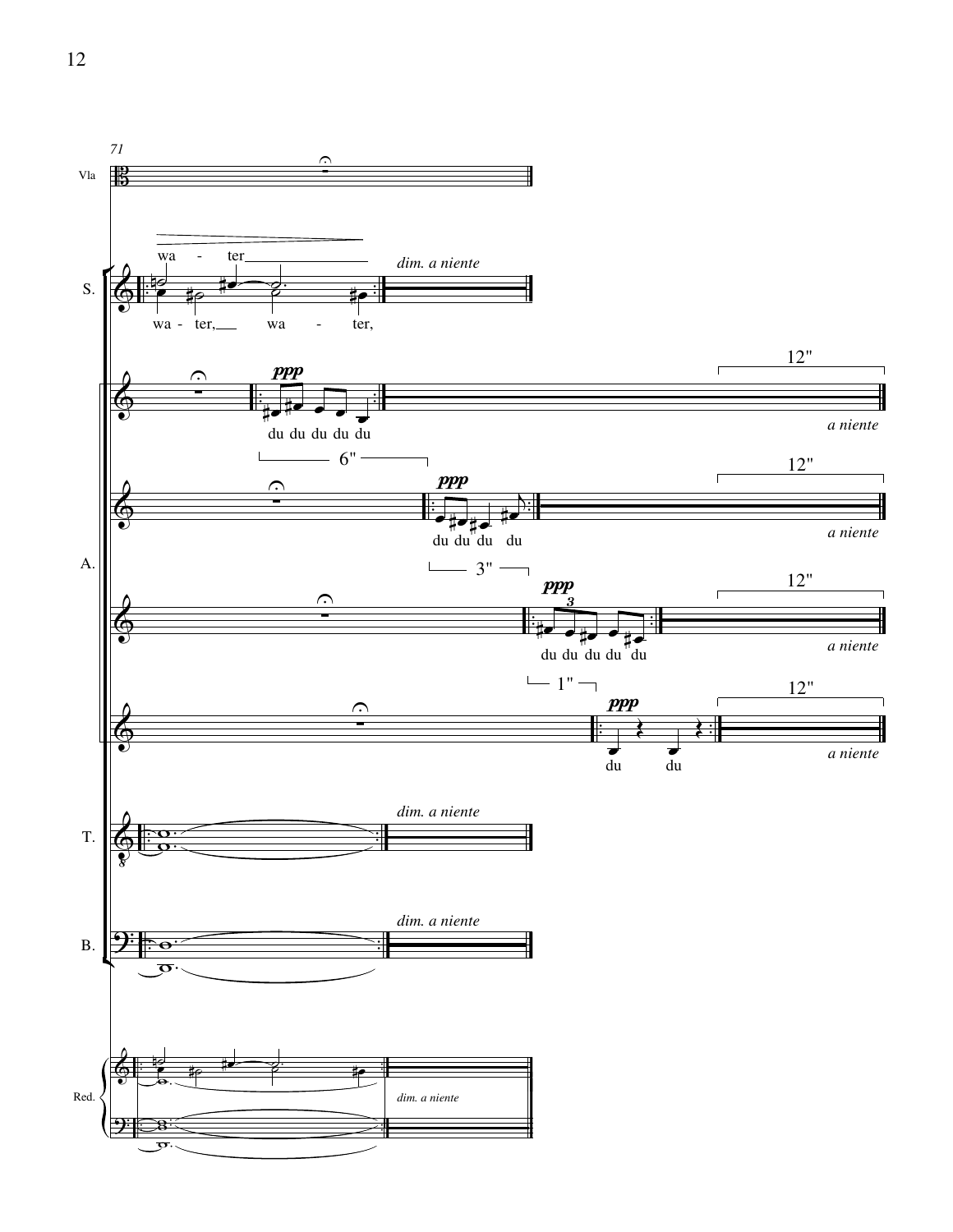71

Vla

S.

wa - ter

*dim. a niente*

wa - ter, wa - ter,

***ppp***

du du du du du

12"

*a niente*

6"

***ppp***

du du du du

12"

*a niente*

A.

3"

***ppp***

3

du du du du du

12"

*a niente*

1"

***ppp***

du du

12"

*a niente*

T.

*dim. a niente*

B.

*dim. a niente*

Red.

*dim. a niente*